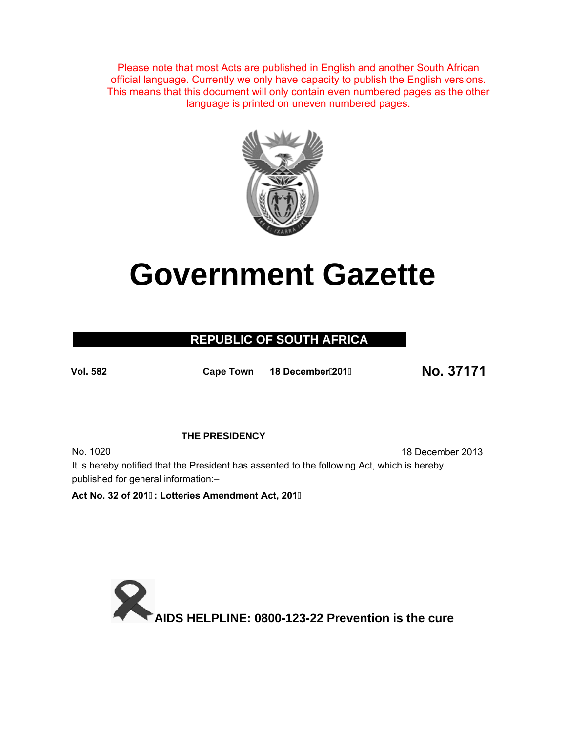Please note that most Acts are published in English and another South African official language. Currently we only have capacity to publish the English versions. This means that this document will only contain even numbered pages as the other language is printed on uneven numbered pages.

# Government Gazette

## REPUBLIC OF SOUTH AFRICA

**Vol. 582** **Cape Town** **18 December 2013** **No. 37171**

**THE PRESIDENCY**

No. 1020 18 December 2013

It is hereby notified that the President has assented to the following Act, which is hereby published for general information:–

**Act No. 32 of 2013: Lotteries Amendment Act, 2013**

**AIDS HELPLINE: 0800-123-22 Prevention is the cure**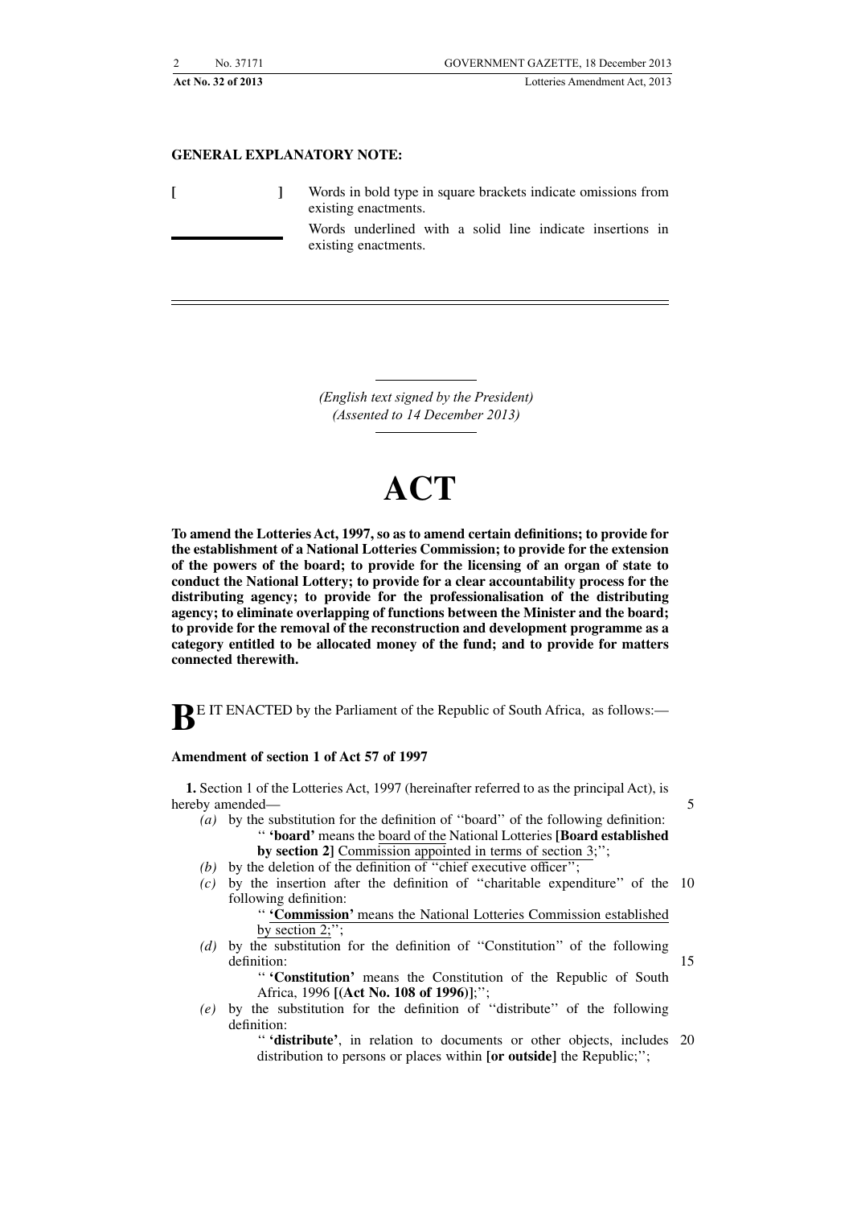**GENERAL EXPLANATORY NOTE:**

[ ] Words in bold type in square brackets indicate omissions from existing enactments.

\_\_\_\_\_ Words underlined with a solid line indicate insertions in existing enactments.

---

*(English text signed by the President)*
*(Assented to 14 December 2013)*

# ACT

**To amend the Lotteries Act, 1997, so as to amend certain definitions; to provide for the establishment of a National Lotteries Commission; to provide for the extension of the powers of the board; to provide for the licensing of an organ of state to conduct the National Lottery; to provide for a clear accountability process for the distributing agency; to provide for the professionalisation of the distributing agency; to eliminate overlapping of functions between the Minister and the board; to provide for the removal of the reconstruction and development programme as a category entitled to be allocated money of the fund; and to provide for matters connected therewith.**

BE IT ENACTED by the Parliament of the Republic of South Africa, as follows:—

**Amendment of section 1 of Act 57 of 1997**

**1.** Section 1 of the Lotteries Act, 1997 (hereinafter referred to as the principal Act), is hereby amended—

*(a)* by the substitution for the definition of ''board'' of the following definition:

'' **'board'** means the <u>board of the</u> National Lotteries **[Board established by section 2]** <u>Commission appointed in terms of section 3</u>;'';

*(b)* by the deletion of the definition of ''chief executive officer'';

*(c)* by the insertion after the definition of ''charitable expenditure'' of the following definition:

<u>'' **'Commission'** means the National Lotteries Commission established by section 2;</u>'';

*(d)* by the substitution for the definition of ''Constitution'' of the following definition:

'' **'Constitution'** means the Constitution of the Republic of South Africa, 1996 **[(Act No. 108 of 1996)]**;'';

*(e)* by the substitution for the definition of ''distribute'' of the following definition:

'' **'distribute'**, in relation to documents or other objects, includes distribution to persons or places within **[or outside]** the Republic;'';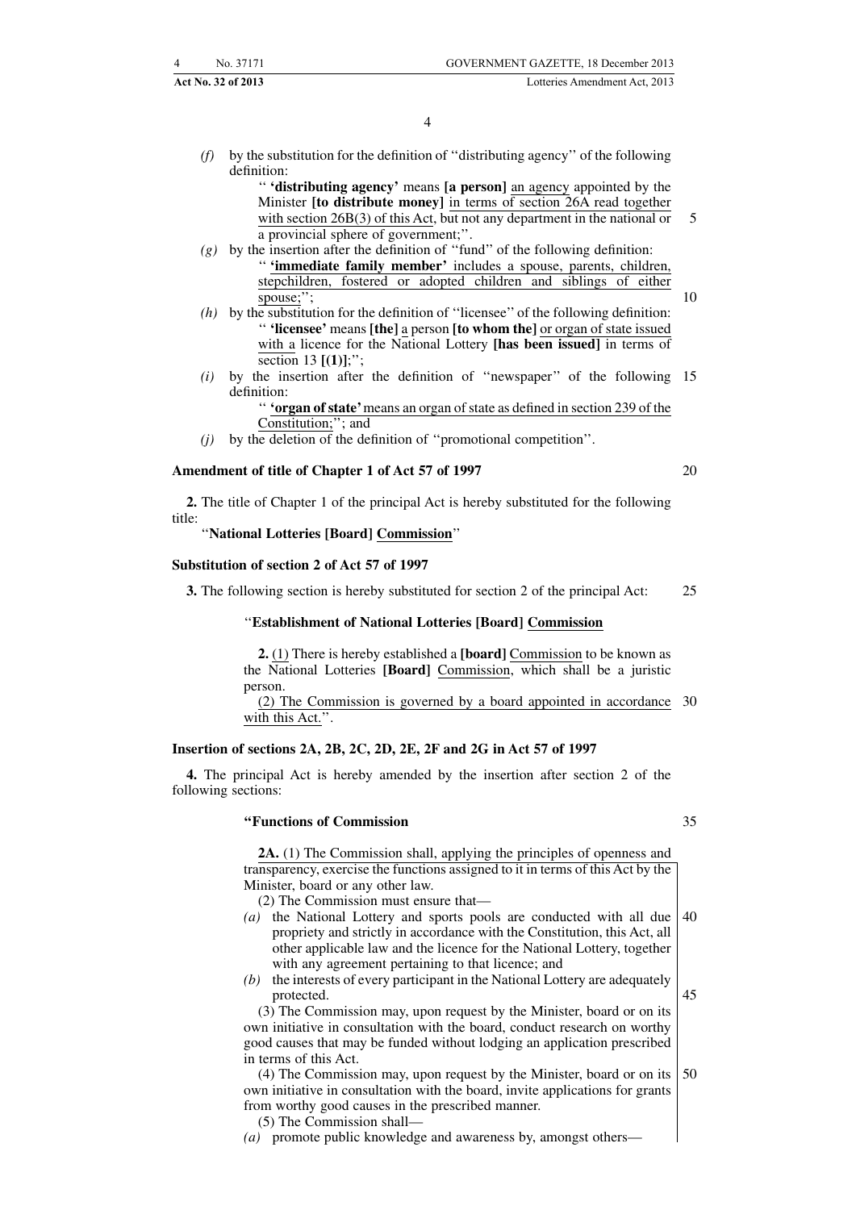*(f)* by the substitution for the definition of ''distributing agency'' of the following definition:

'' **'distributing agency'** means **[a person]** an agency appointed by the Minister **[to distribute money]** in terms of section 26A read together with section 26B(3) of this Act, but not any department in the national or a provincial sphere of government;''.

*(g)* by the insertion after the definition of ''fund'' of the following definition:

'' **'immediate family member'** includes a spouse, parents, children, stepchildren, fostered or adopted children and siblings of either spouse;'';

*(h)* by the substitution for the definition of ''licensee'' of the following definition:

'' **'licensee'** means **[the]** a person **[to whom the]** or organ of state issued with a licence for the National Lottery **[has been issued]** in terms of section 13 **[(1)]**;'';

*(i)* by the insertion after the definition of ''newspaper'' of the following definition:

'' **'organ of state'** means an organ of state as defined in section 239 of the Constitution;''; and

*(j)* by the deletion of the definition of ''promotional competition''.

### Amendment of title of Chapter 1 of Act 57 of 1997

**2.** The title of Chapter 1 of the principal Act is hereby substituted for the following title:

''**National Lotteries [Board] Commission**''

### Substitution of section 2 of Act 57 of 1997

**3.** The following section is hereby substituted for section 2 of the principal Act:

''**Establishment of National Lotteries [Board] Commission**

**2.** (1) There is hereby established a **[board]** Commission to be known as the National Lotteries **[Board]** Commission, which shall be a juristic person.

(2) The Commission is governed by a board appointed in accordance with this Act.''.

### Insertion of sections 2A, 2B, 2C, 2D, 2E, 2F and 2G in Act 57 of 1997

**4.** The principal Act is hereby amended by the insertion after section 2 of the following sections:

**''Functions of Commission**

**2A.** (1) The Commission shall, applying the principles of openness and transparency, exercise the functions assigned to it in terms of this Act by the Minister, board or any other law.

(2) The Commission must ensure that—

*(a)* the National Lottery and sports pools are conducted with all due propriety and strictly in accordance with the Constitution, this Act, all other applicable law and the licence for the National Lottery, together with any agreement pertaining to that licence; and

*(b)* the interests of every participant in the National Lottery are adequately protected.

(3) The Commission may, upon request by the Minister, board or on its own initiative in consultation with the board, conduct research on worthy good causes that may be funded without lodging an application prescribed in terms of this Act.

(4) The Commission may, upon request by the Minister, board or on its own initiative in consultation with the board, invite applications for grants from worthy good causes in the prescribed manner.

(5) The Commission shall—

*(a)* promote public knowledge and awareness by, amongst others—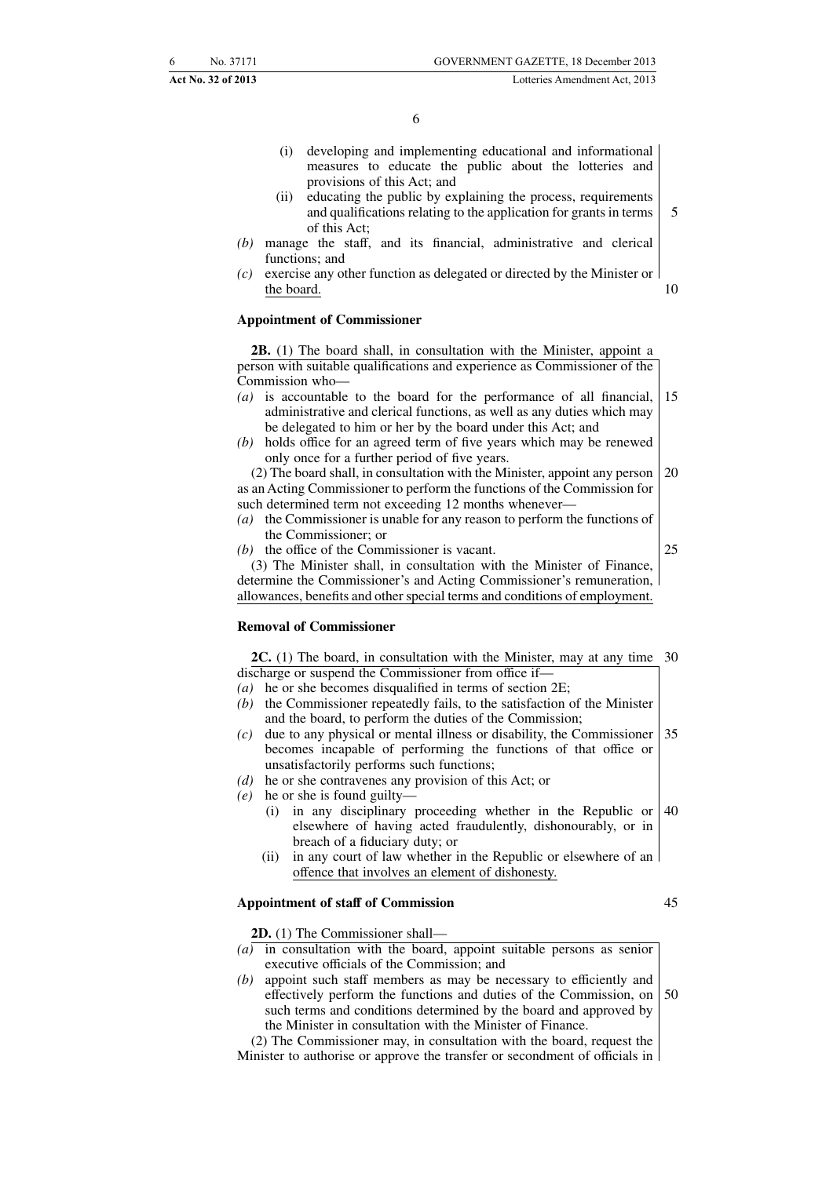(i) developing and implementing educational and informational measures to educate the public about the lotteries and provisions of this Act; and

(ii) educating the public by explaining the process, requirements and qualifications relating to the application for grants in terms of this Act;

*(b)* manage the staff, and its financial, administrative and clerical functions; and

*(c)* exercise any other function as delegated or directed by the Minister or the board.

**Appointment of Commissioner**

**2B.** (1) The board shall, in consultation with the Minister, appoint a person with suitable qualifications and experience as Commissioner of the Commission who—

*(a)* is accountable to the board for the performance of all financial, administrative and clerical functions, as well as any duties which may be delegated to him or her by the board under this Act; and

*(b)* holds office for an agreed term of five years which may be renewed only once for a further period of five years.

(2) The board shall, in consultation with the Minister, appoint any person as an Acting Commissioner to perform the functions of the Commission for such determined term not exceeding 12 months whenever—

*(a)* the Commissioner is unable for any reason to perform the functions of the Commissioner; or

*(b)* the office of the Commissioner is vacant.

(3) The Minister shall, in consultation with the Minister of Finance, determine the Commissioner's and Acting Commissioner's remuneration, allowances, benefits and other special terms and conditions of employment.

**Removal of Commissioner**

**2C.** (1) The board, in consultation with the Minister, may at any time discharge or suspend the Commissioner from office if—

*(a)* he or she becomes disqualified in terms of section 2E;

*(b)* the Commissioner repeatedly fails, to the satisfaction of the Minister and the board, to perform the duties of the Commission;

*(c)* due to any physical or mental illness or disability, the Commissioner becomes incapable of performing the functions of that office or unsatisfactorily performs such functions;

*(d)* he or she contravenes any provision of this Act; or

*(e)* he or she is found guilty—

(i) in any disciplinary proceeding whether in the Republic or elsewhere of having acted fraudulently, dishonourably, or in breach of a fiduciary duty; or

(ii) in any court of law whether in the Republic or elsewhere of an offence that involves an element of dishonesty.

**Appointment of staff of Commission**

**2D.** (1) The Commissioner shall—

*(a)* in consultation with the board, appoint suitable persons as senior executive officials of the Commission; and

*(b)* appoint such staff members as may be necessary to efficiently and effectively perform the functions and duties of the Commission, on such terms and conditions determined by the board and approved by the Minister in consultation with the Minister of Finance.

(2) The Commissioner may, in consultation with the board, request the Minister to authorise or approve the transfer or secondment of officials in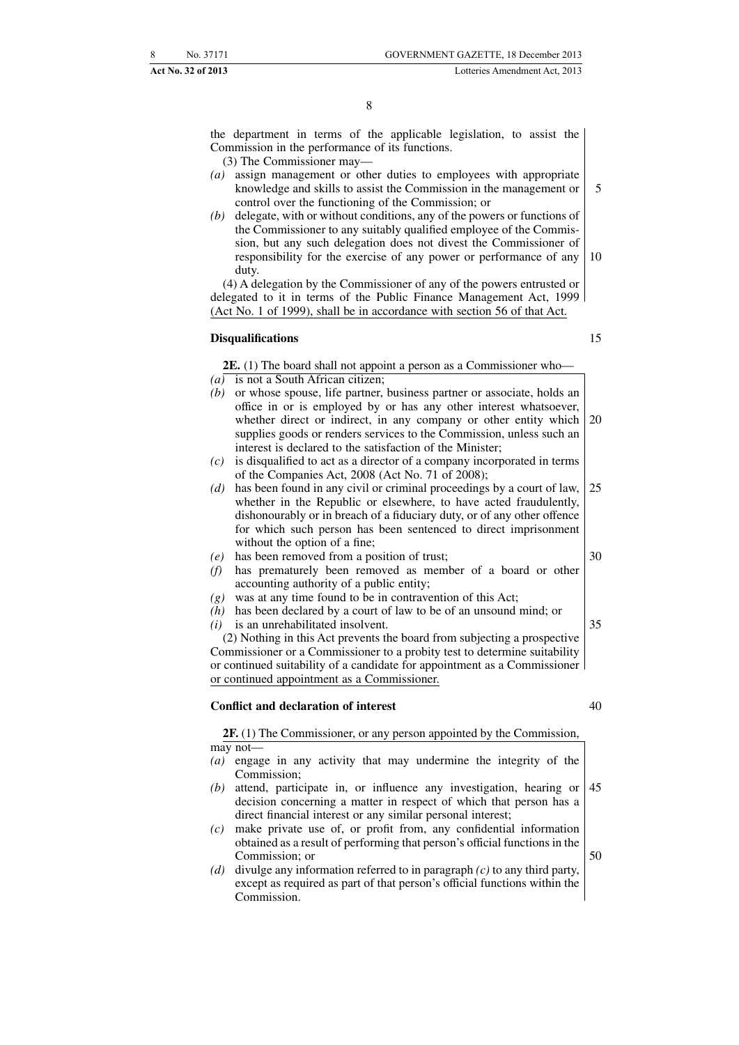the department in terms of the applicable legislation, to assist the Commission in the performance of its functions.

(3) The Commissioner may—

*(a)* assign management or other duties to employees with appropriate knowledge and skills to assist the Commission in the management or control over the functioning of the Commission; or

*(b)* delegate, with or without conditions, any of the powers or functions of the Commissioner to any suitably qualified employee of the Commission, but any such delegation does not divest the Commissioner of responsibility for the exercise of any power or performance of any duty.

(4) A delegation by the Commissioner of any of the powers entrusted or delegated to it in terms of the Public Finance Management Act, 1999 (Act No. 1 of 1999), shall be in accordance with section 56 of that Act.

**Disqualifications**

**2E.** (1) The board shall not appoint a person as a Commissioner who—

*(a)* is not a South African citizen;

*(b)* or whose spouse, life partner, business partner or associate, holds an office in or is employed by or has any other interest whatsoever, whether direct or indirect, in any company or other entity which supplies goods or renders services to the Commission, unless such an interest is declared to the satisfaction of the Minister;

*(c)* is disqualified to act as a director of a company incorporated in terms of the Companies Act, 2008 (Act No. 71 of 2008);

*(d)* has been found in any civil or criminal proceedings by a court of law, whether in the Republic or elsewhere, to have acted fraudulently, dishonourably or in breach of a fiduciary duty, or of any other offence for which such person has been sentenced to direct imprisonment without the option of a fine;

*(e)* has been removed from a position of trust;

*(f)* has prematurely been removed as member of a board or other accounting authority of a public entity;

*(g)* was at any time found to be in contravention of this Act;

*(h)* has been declared by a court of law to be of an unsound mind; or

*(i)* is an unrehabilitated insolvent.

(2) Nothing in this Act prevents the board from subjecting a prospective Commissioner or a Commissioner to a probity test to determine suitability or continued suitability of a candidate for appointment as a Commissioner or continued appointment as a Commissioner.

**Conflict and declaration of interest**

**2F.** (1) The Commissioner, or any person appointed by the Commission, may not—

*(a)* engage in any activity that may undermine the integrity of the Commission;

*(b)* attend, participate in, or influence any investigation, hearing or decision concerning a matter in respect of which that person has a direct financial interest or any similar personal interest;

*(c)* make private use of, or profit from, any confidential information obtained as a result of performing that person's official functions in the Commission; or

*(d)* divulge any information referred to in paragraph *(c)* to any third party, except as required as part of that person's official functions within the Commission.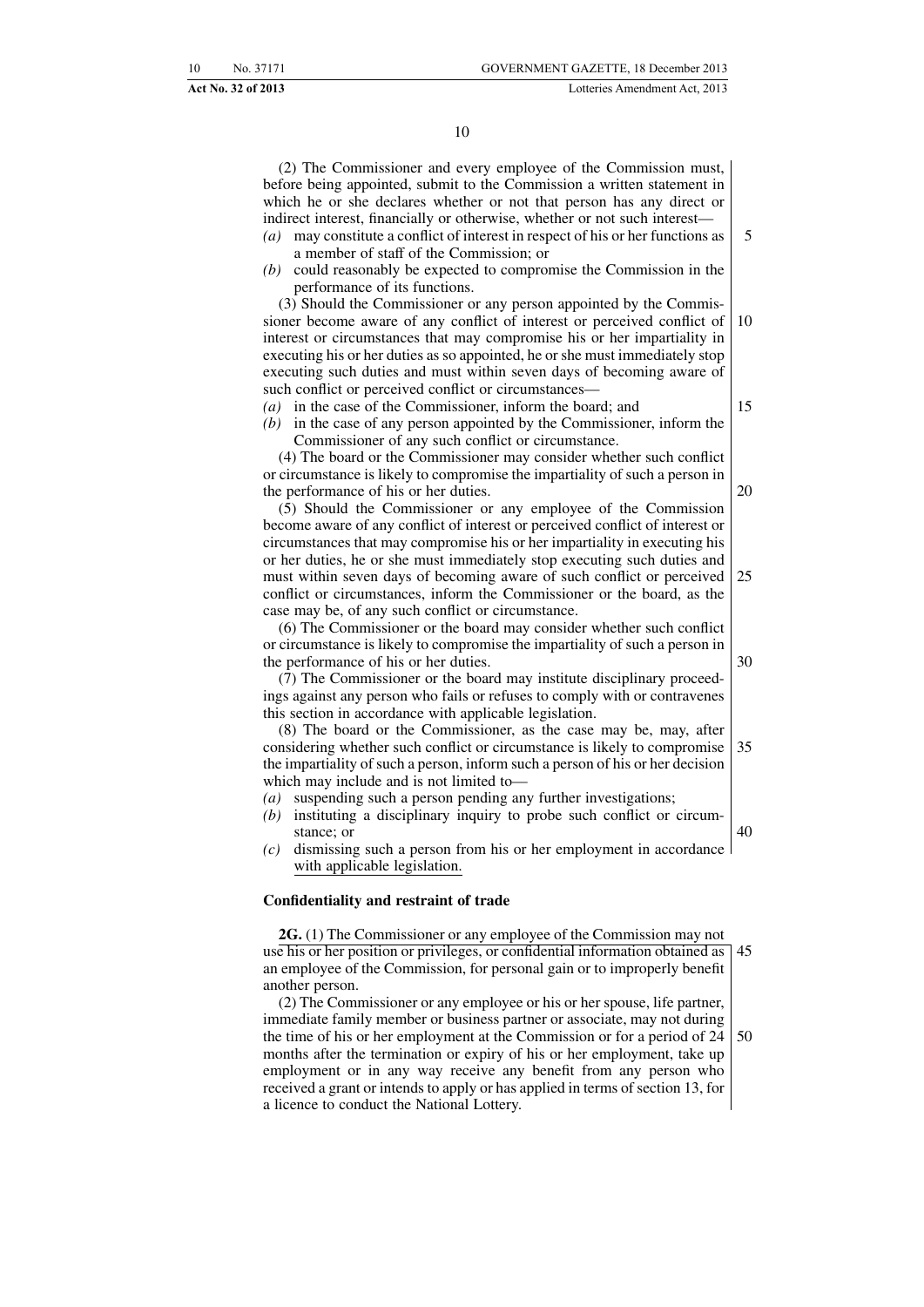(2) The Commissioner and every employee of the Commission must, before being appointed, submit to the Commission a written statement in which he or she declares whether or not that person has any direct or indirect interest, financially or otherwise, whether or not such interest—

*(a)* may constitute a conflict of interest in respect of his or her functions as a member of staff of the Commission; or

*(b)* could reasonably be expected to compromise the Commission in the performance of its functions.

(3) Should the Commissioner or any person appointed by the Commissioner become aware of any conflict of interest or perceived conflict of interest or circumstances that may compromise his or her impartiality in executing his or her duties as so appointed, he or she must immediately stop executing such duties and must within seven days of becoming aware of such conflict or perceived conflict or circumstances—

*(a)* in the case of the Commissioner, inform the board; and

*(b)* in the case of any person appointed by the Commissioner, inform the Commissioner of any such conflict or circumstance.

(4) The board or the Commissioner may consider whether such conflict or circumstance is likely to compromise the impartiality of such a person in the performance of his or her duties.

(5) Should the Commissioner or any employee of the Commission become aware of any conflict of interest or perceived conflict of interest or circumstances that may compromise his or her impartiality in executing his or her duties, he or she must immediately stop executing such duties and must within seven days of becoming aware of such conflict or perceived conflict or circumstances, inform the Commissioner or the board, as the case may be, of any such conflict or circumstance.

(6) The Commissioner or the board may consider whether such conflict or circumstance is likely to compromise the impartiality of such a person in the performance of his or her duties.

(7) The Commissioner or the board may institute disciplinary proceedings against any person who fails or refuses to comply with or contravenes this section in accordance with applicable legislation.

(8) The board or the Commissioner, as the case may be, may, after considering whether such conflict or circumstance is likely to compromise the impartiality of such a person, inform such a person of his or her decision which may include and is not limited to—

*(a)* suspending such a person pending any further investigations;

*(b)* instituting a disciplinary inquiry to probe such conflict or circumstance; or

*(c)* dismissing such a person from his or her employment in accordance with applicable legislation.

**Confidentiality and restraint of trade**

**2G.** (1) The Commissioner or any employee of the Commission may not use his or her position or privileges, or confidential information obtained as an employee of the Commission, for personal gain or to improperly benefit another person.

(2) The Commissioner or any employee or his or her spouse, life partner, immediate family member or business partner or associate, may not during the time of his or her employment at the Commission or for a period of 24 months after the termination or expiry of his or her employment, take up employment or in any way receive any benefit from any person who received a grant or intends to apply or has applied in terms of section 13, for a licence to conduct the National Lottery.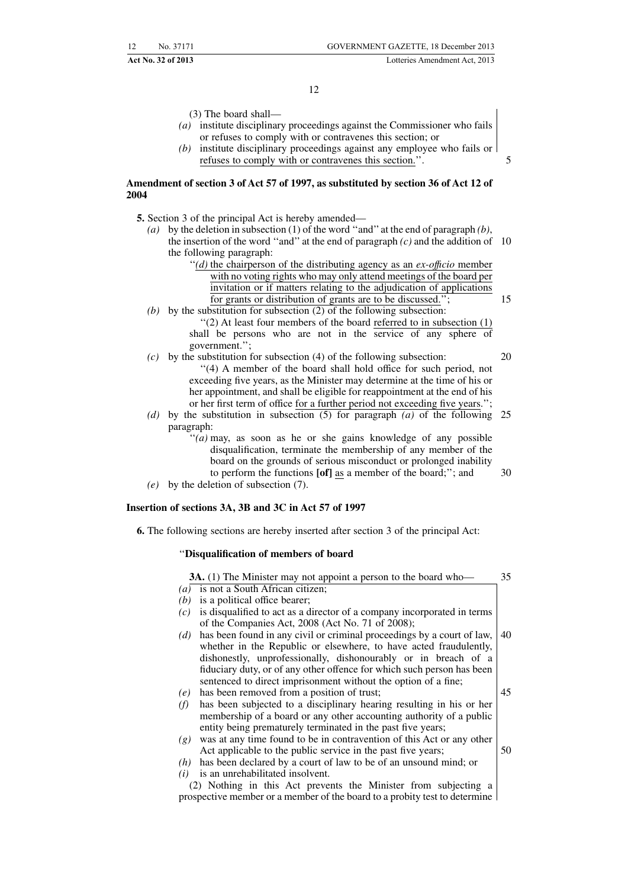(3) The board shall—

*(a)* institute disciplinary proceedings against the Commissioner who fails or refuses to comply with or contravenes this section; or

*(b)* institute disciplinary proceedings against any employee who fails or refuses to comply with or contravenes this section.''.

**Amendment of section 3 of Act 57 of 1997, as substituted by section 36 of Act 12 of 2004**

**5.** Section 3 of the principal Act is hereby amended—

*(a)* by the deletion in subsection (1) of the word ''and'' at the end of paragraph *(b)*, the insertion of the word ''and'' at the end of paragraph *(c)* and the addition of the following paragraph:

''*(d)* the chairperson of the distributing agency as an *ex-officio* member with no voting rights who may only attend meetings of the board per invitation or if matters relating to the adjudication of applications for grants or distribution of grants are to be discussed.'';

*(b)* by the substitution for subsection (2) of the following subsection:

''(2) At least four members of the board referred to in subsection (1) shall be persons who are not in the service of any sphere of government.'';

*(c)* by the substitution for subsection (4) of the following subsection:

''(4) A member of the board shall hold office for such period, not exceeding five years, as the Minister may determine at the time of his or her appointment, and shall be eligible for reappointment at the end of his or her first term of office for a further period not exceeding five years.'';

*(d)* by the substitution in subsection (5) for paragraph *(a)* of the following paragraph:

''*(a)* may, as soon as he or she gains knowledge of any possible disqualification, terminate the membership of any member of the board on the grounds of serious misconduct or prolonged inability to perform the functions **[of]** as a member of the board;''; and

*(e)* by the deletion of subsection (7).

**Insertion of sections 3A, 3B and 3C in Act 57 of 1997**

**6.** The following sections are hereby inserted after section 3 of the principal Act:

''**Disqualification of members of board**

**3A.** (1) The Minister may not appoint a person to the board who—

*(a)* is not a South African citizen;

*(b)* is a political office bearer;

*(c)* is disqualified to act as a director of a company incorporated in terms of the Companies Act, 2008 (Act No. 71 of 2008);

*(d)* has been found in any civil or criminal proceedings by a court of law, whether in the Republic or elsewhere, to have acted fraudulently, dishonestly, unprofessionally, dishonourably or in breach of a fiduciary duty, or of any other offence for which such person has been sentenced to direct imprisonment without the option of a fine;

*(e)* has been removed from a position of trust;

*(f)* has been subjected to a disciplinary hearing resulting in his or her membership of a board or any other accounting authority of a public entity being prematurely terminated in the past five years;

*(g)* was at any time found to be in contravention of this Act or any other Act applicable to the public service in the past five years;

*(h)* has been declared by a court of law to be of an unsound mind; or

*(i)* is an unrehabilitated insolvent.

(2) Nothing in this Act prevents the Minister from subjecting a prospective member or a member of the board to a probity test to determine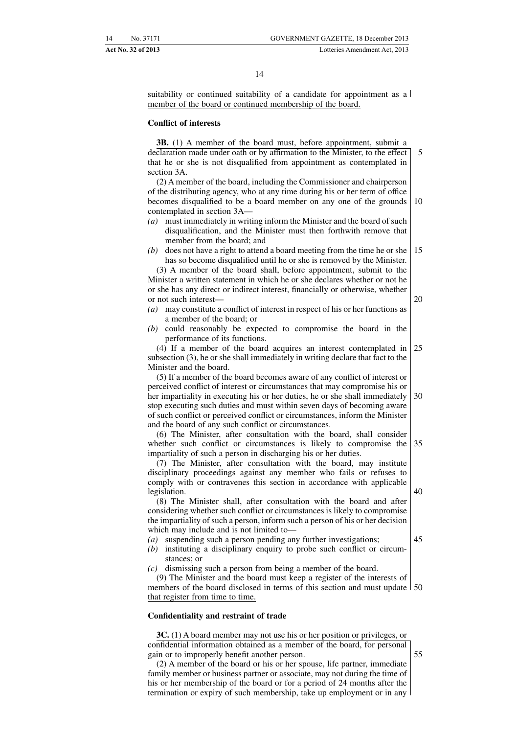suitability or continued suitability of a candidate for appointment as a member of the board or continued membership of the board.

**Conflict of interests**

**3B.** (1) A member of the board must, before appointment, submit a declaration made under oath or by affirmation to the Minister, to the effect that he or she is not disqualified from appointment as contemplated in section 3A.

(2) A member of the board, including the Commissioner and chairperson of the distributing agency, who at any time during his or her term of office becomes disqualified to be a board member on any one of the grounds contemplated in section 3A—

*(a)* must immediately in writing inform the Minister and the board of such disqualification, and the Minister must then forthwith remove that member from the board; and

*(b)* does not have a right to attend a board meeting from the time he or she has so become disqualified until he or she is removed by the Minister.

(3) A member of the board shall, before appointment, submit to the Minister a written statement in which he or she declares whether or not he or she has any direct or indirect interest, financially or otherwise, whether or not such interest—

*(a)* may constitute a conflict of interest in respect of his or her functions as a member of the board; or

*(b)* could reasonably be expected to compromise the board in the performance of its functions.

(4) If a member of the board acquires an interest contemplated in subsection (3), he or she shall immediately in writing declare that fact to the Minister and the board.

(5) If a member of the board becomes aware of any conflict of interest or perceived conflict of interest or circumstances that may compromise his or her impartiality in executing his or her duties, he or she shall immediately stop executing such duties and must within seven days of becoming aware of such conflict or perceived conflict or circumstances, inform the Minister and the board of any such conflict or circumstances.

(6) The Minister, after consultation with the board, shall consider whether such conflict or circumstances is likely to compromise the impartiality of such a person in discharging his or her duties.

(7) The Minister, after consultation with the board, may institute disciplinary proceedings against any member who fails or refuses to comply with or contravenes this section in accordance with applicable legislation.

(8) The Minister shall, after consultation with the board and after considering whether such conflict or circumstances is likely to compromise the impartiality of such a person, inform such a person of his or her decision which may include and is not limited to—

*(a)* suspending such a person pending any further investigations;

*(b)* instituting a disciplinary enquiry to probe such conflict or circumstances; or

*(c)* dismissing such a person from being a member of the board.

(9) The Minister and the board must keep a register of the interests of members of the board disclosed in terms of this section and must update that register from time to time.

**Confidentiality and restraint of trade**

**3C.** (1) A board member may not use his or her position or privileges, or confidential information obtained as a member of the board, for personal gain or to improperly benefit another person.

(2) A member of the board or his or her spouse, life partner, immediate family member or business partner or associate, may not during the time of his or her membership of the board or for a period of 24 months after the termination or expiry of such membership, take up employment or in any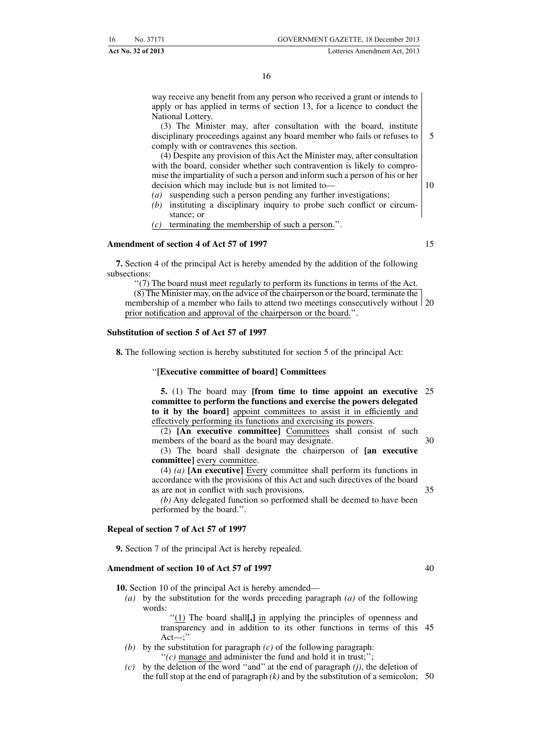way receive any benefit from any person who received a grant or intends to apply or has applied in terms of section 13, for a licence to conduct the National Lottery.

(3) The Minister may, after consultation with the board, institute disciplinary proceedings against any board member who fails or refuses to comply with or contravenes this section.

(4) Despite any provision of this Act the Minister may, after consultation with the board, consider whether such contravention is likely to compromise the impartiality of such a person and inform such a person of his or her decision which may include but is not limited to—

*(a)* suspending such a person pending any further investigations;

*(b)* instituting a disciplinary inquiry to probe such conflict or circumstance; or

*(c)* terminating the membership of such a person.''.

**Amendment of section 4 of Act 57 of 1997**

**7.** Section 4 of the principal Act is hereby amended by the addition of the following subsections:

''(7) The board must meet regularly to perform its functions in terms of the Act.

(8) The Minister may, on the advice of the chairperson or the board, terminate the membership of a member who fails to attend two meetings consecutively without prior notification and approval of the chairperson or the board.''.

**Substitution of section 5 of Act 57 of 1997**

**8.** The following section is hereby substituted for section 5 of the principal Act:

''**[Executive committee of board] Committees**

**5.** (1) The board may **[from time to time appoint an executive committee to perform the functions and exercise the powers delegated to it by the board]** appoint committees to assist it in efficiently and effectively performing its functions and exercising its powers.

(2) **[An executive committee]** Committees shall consist of such members of the board as the board may designate.

(3) The board shall designate the chairperson of **[an executive committee]** every committee.

(4) *(a)* **[An executive]** Every committee shall perform its functions in accordance with the provisions of this Act and such directives of the board as are not in conflict with such provisions.

*(b)* Any delegated function so performed shall be deemed to have been performed by the board.''.

**Repeal of section 7 of Act 57 of 1997**

**9.** Section 7 of the principal Act is hereby repealed.

**Amendment of section 10 of Act 57 of 1997**

**10.** Section 10 of the principal Act is hereby amended—

*(a)* by the substitution for the words preceding paragraph *(a)* of the following words:

''(1) The board shall**[,]** in applying the principles of openness and transparency and in addition to its other functions in terms of this Act—;''

*(b)* by the substitution for paragraph *(c)* of the following paragraph:

''*(c)* manage and administer the fund and hold it in trust;'';

*(c)* by the deletion of the word ''and'' at the end of paragraph *(j)*, the deletion of the full stop at the end of paragraph *(k)* and by the substitution of a semicolon;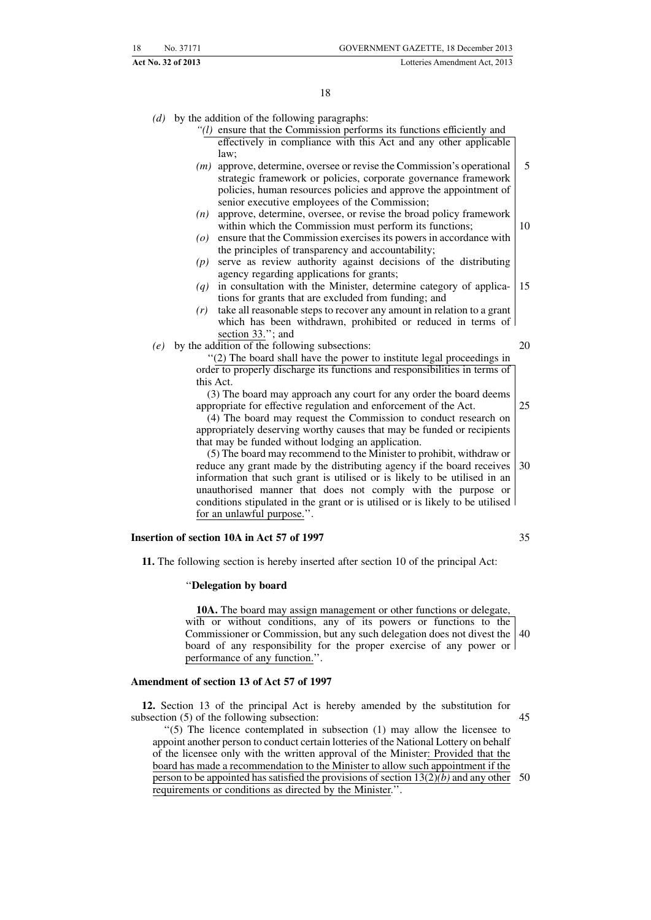*(d)* by the addition of the following paragraphs:

"*(l)* ensure that the Commission performs its functions efficiently and effectively in compliance with this Act and any other applicable law;

*(m)* approve, determine, oversee or revise the Commission's operational strategic framework or policies, corporate governance framework policies, human resources policies and approve the appointment of senior executive employees of the Commission;

*(n)* approve, determine, oversee, or revise the broad policy framework within which the Commission must perform its functions;

*(o)* ensure that the Commission exercises its powers in accordance with the principles of transparency and accountability;

*(p)* serve as review authority against decisions of the distributing agency regarding applications for grants;

*(q)* in consultation with the Minister, determine category of applications for grants that are excluded from funding; and

*(r)* take all reasonable steps to recover any amount in relation to a grant which has been withdrawn, prohibited or reduced in terms of section 33."; and

*(e)* by the addition of the following subsections:

"(2) The board shall have the power to institute legal proceedings in order to properly discharge its functions and responsibilities in terms of this Act.

(3) The board may approach any court for any order the board deems appropriate for effective regulation and enforcement of the Act.

(4) The board may request the Commission to conduct research on appropriately deserving worthy causes that may be funded or recipients that may be funded without lodging an application.

(5) The board may recommend to the Minister to prohibit, withdraw or reduce any grant made by the distributing agency if the board receives information that such grant is utilised or is likely to be utilised in an unauthorised manner that does not comply with the purpose or conditions stipulated in the grant or is utilised or is likely to be utilised for an unlawful purpose.".

**Insertion of section 10A in Act 57 of 1997**

**11.** The following section is hereby inserted after section 10 of the principal Act:

"**Delegation by board**

**10A.** The board may assign management or other functions or delegate, with or without conditions, any of its powers or functions to the Commissioner or Commission, but any such delegation does not divest the board of any responsibility for the proper exercise of any power or performance of any function.".

**Amendment of section 13 of Act 57 of 1997**

**12.** Section 13 of the principal Act is hereby amended by the substitution for subsection (5) of the following subsection:

"(5) The licence contemplated in subsection (1) may allow the licensee to appoint another person to conduct certain lotteries of the National Lottery on behalf of the licensee only with the written approval of the Minister: Provided that the board has made a recommendation to the Minister to allow such appointment if the person to be appointed has satisfied the provisions of section 13(2)*(b)* and any other requirements or conditions as directed by the Minister.".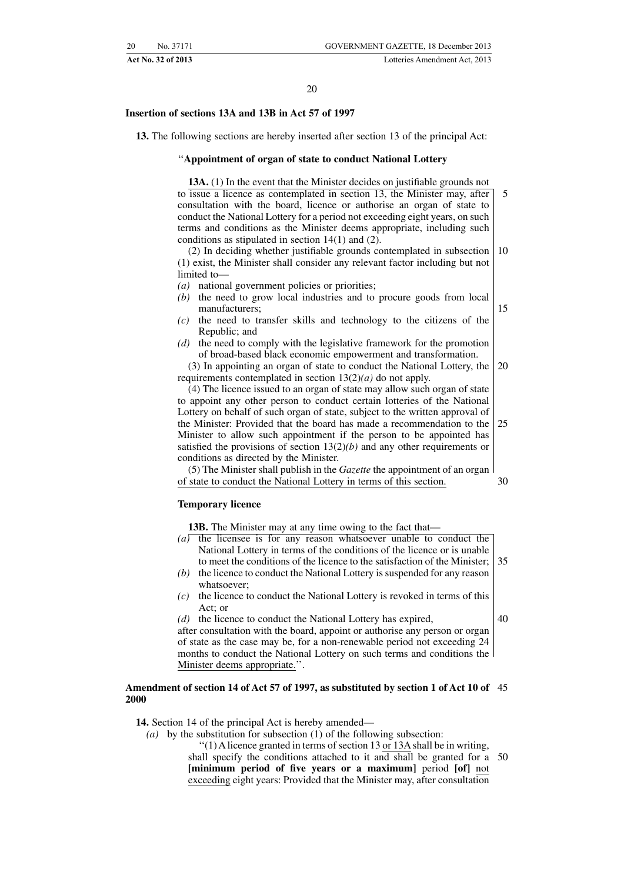### Insertion of sections 13A and 13B in Act 57 of 1997

**13.** The following sections are hereby inserted after section 13 of the principal Act:

"**Appointment of organ of state to conduct National Lottery**

**13A.** (1) In the event that the Minister decides on justifiable grounds not to issue a licence as contemplated in section 13, the Minister may, after consultation with the board, licence or authorise an organ of state to conduct the National Lottery for a period not exceeding eight years, on such terms and conditions as the Minister deems appropriate, including such conditions as stipulated in section 14(1) and (2).

(2) In deciding whether justifiable grounds contemplated in subsection (1) exist, the Minister shall consider any relevant factor including but not limited to—

*(a)* national government policies or priorities;

*(b)* the need to grow local industries and to procure goods from local manufacturers;

*(c)* the need to transfer skills and technology to the citizens of the Republic; and

*(d)* the need to comply with the legislative framework for the promotion of broad-based black economic empowerment and transformation.

(3) In appointing an organ of state to conduct the National Lottery, the requirements contemplated in section 13(2)*(a)* do not apply.

(4) The licence issued to an organ of state may allow such organ of state to appoint any other person to conduct certain lotteries of the National Lottery on behalf of such organ of state, subject to the written approval of the Minister: Provided that the board has made a recommendation to the Minister to allow such appointment if the person to be appointed has satisfied the provisions of section 13(2)*(b)* and any other requirements or conditions as directed by the Minister.

(5) The Minister shall publish in the *Gazette* the appointment of an organ of state to conduct the National Lottery in terms of this section.

**Temporary licence**

**13B.** The Minister may at any time owing to the fact that—

*(a)* the licensee is for any reason whatsoever unable to conduct the National Lottery in terms of the conditions of the licence or is unable to meet the conditions of the licence to the satisfaction of the Minister;

*(b)* the licence to conduct the National Lottery is suspended for any reason whatsoever;

*(c)* the licence to conduct the National Lottery is revoked in terms of this Act; or

*(d)* the licence to conduct the National Lottery has expired,

after consultation with the board, appoint or authorise any person or organ of state as the case may be, for a non-renewable period not exceeding 24 months to conduct the National Lottery on such terms and conditions the Minister deems appropriate.".

### Amendment of section 14 of Act 57 of 1997, as substituted by section 1 of Act 10 of 2000

**14.** Section 14 of the principal Act is hereby amended—

*(a)* by the substitution for subsection (1) of the following subsection:

"(1) A licence granted in terms of section 13 or 13A shall be in writing, shall specify the conditions attached to it and shall be granted for a **[minimum period of five years or a maximum]** period **[of]** not exceeding eight years: Provided that the Minister may, after consultation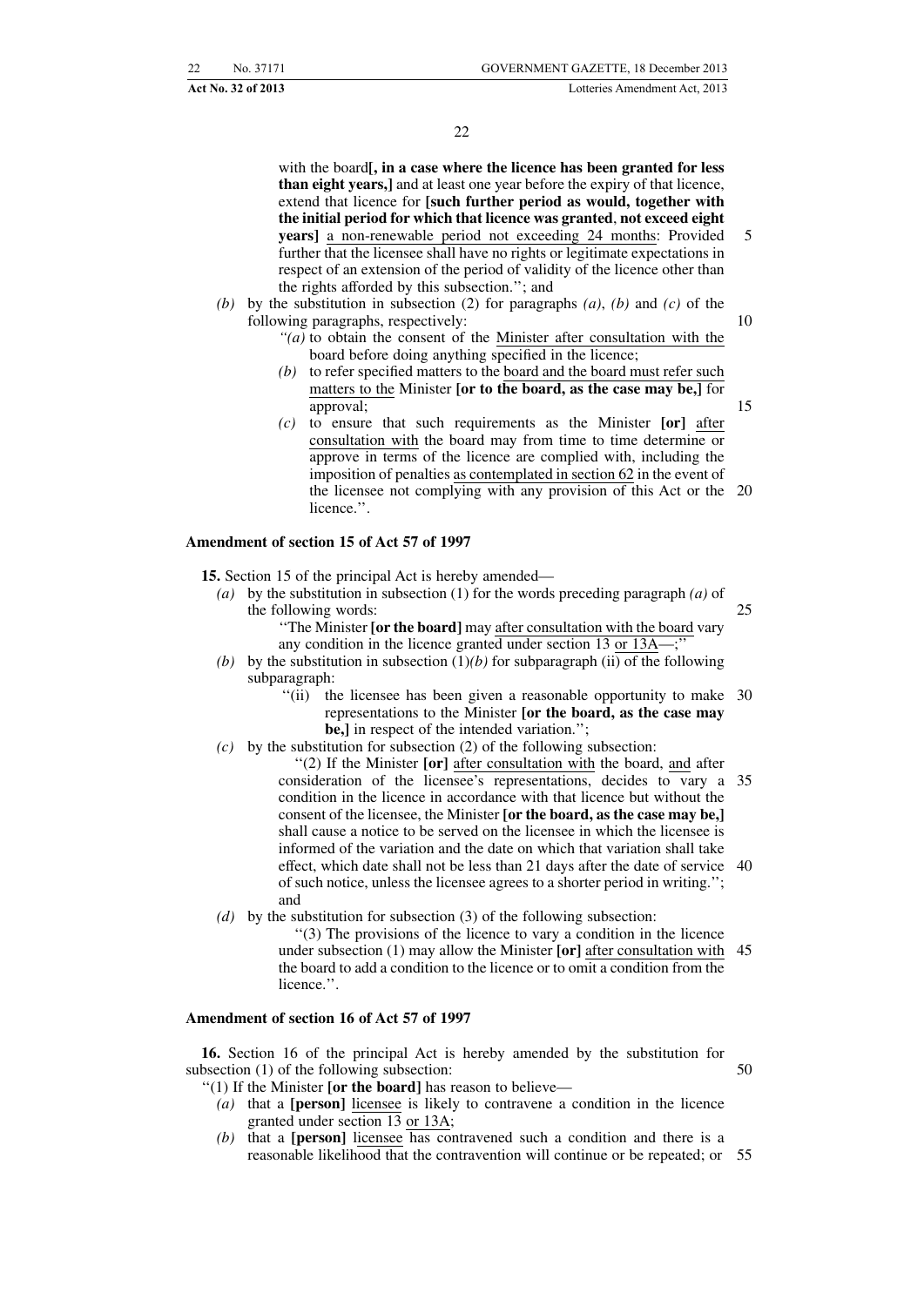with the board**[, in a case where the licence has been granted for less than eight years,]** and at least one year before the expiry of that licence, extend that licence for **[such further period as would, together with the initial period for which that licence was granted, not exceed eight years]** <u>a non-renewable period not exceeding 24 months</u>: Provided further that the licensee shall have no rights or legitimate expectations in respect of an extension of the period of validity of the licence other than the rights afforded by this subsection.''; and

*(b)* by the substitution in subsection (2) for paragraphs *(a)*, *(b)* and *(c)* of the following paragraphs, respectively:

''*(a)* to obtain the consent of the <u>Minister after consultation with the</u> board before doing anything specified in the licence;

*(b)* to refer specified matters to the <u>board and the board must refer such matters to the</u> Minister **[or to the board, as the case may be,]** for approval;

*(c)* to ensure that such requirements as the Minister **[or]** <u>after consultation with</u> the board may from time to time determine or approve in terms of the licence are complied with, including the imposition of penalties <u>as contemplated in section 62</u> in the event of the licensee not complying with any provision of this Act or the licence.''.

**Amendment of section 15 of Act 57 of 1997**

**15.** Section 15 of the principal Act is hereby amended—

*(a)* by the substitution in subsection (1) for the words preceding paragraph *(a)* of the following words:

''The Minister **[or the board]** may <u>after consultation with the board</u> vary any condition in the licence granted under section 13 <u>or 13A</u>—;''

*(b)* by the substitution in subsection (1)*(b)* for subparagraph (ii) of the following subparagraph:

''(ii) the licensee has been given a reasonable opportunity to make representations to the Minister **[or the board, as the case may be,]** in respect of the intended variation.'';

*(c)* by the substitution for subsection (2) of the following subsection:

''(2) If the Minister **[or]** <u>after consultation with</u> the board, <u>and</u> after consideration of the licensee's representations, decides to vary a condition in the licence in accordance with that licence but without the consent of the licensee, the Minister **[or the board, as the case may be,]** shall cause a notice to be served on the licensee in which the licensee is informed of the variation and the date on which that variation shall take effect, which date shall not be less than 21 days after the date of service of such notice, unless the licensee agrees to a shorter period in writing.''; and

*(d)* by the substitution for subsection (3) of the following subsection:

''(3) The provisions of the licence to vary a condition in the licence under subsection (1) may allow the Minister **[or]** <u>after consultation with</u> the board to add a condition to the licence or to omit a condition from the licence.''.

**Amendment of section 16 of Act 57 of 1997**

**16.** Section 16 of the principal Act is hereby amended by the substitution for subsection (1) of the following subsection:

''(1) If the Minister **[or the board]** has reason to believe—

*(a)* that a **[person]** <u>licensee</u> is likely to contravene a condition in the licence granted under section 13 <u>or 13A</u>;

*(b)* that a **[person]** <u>licensee</u> has contravened such a condition and there is a reasonable likelihood that the contravention will continue or be repeated; or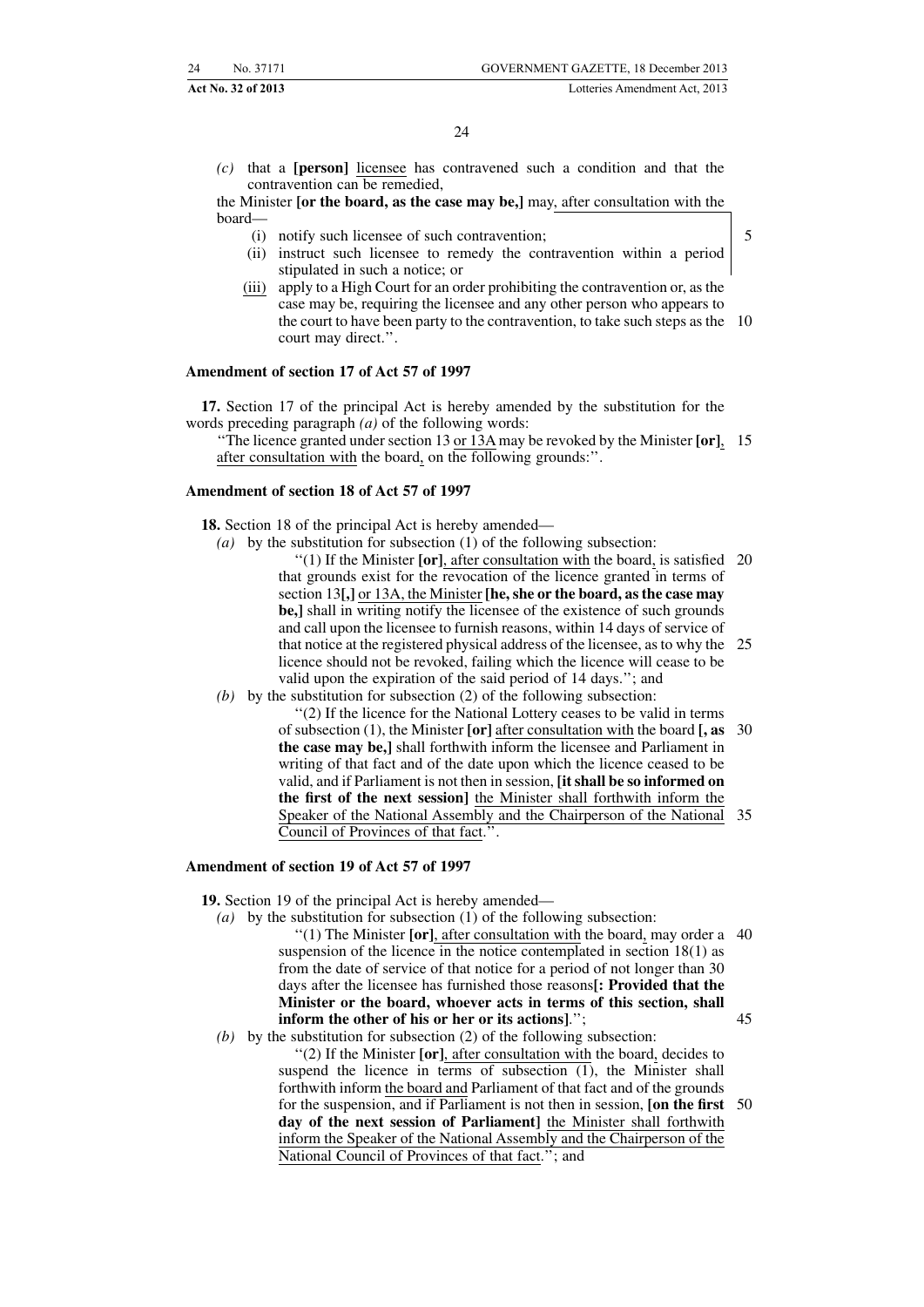*(c)* that a **[person]** licensee has contravened such a condition and that the contravention can be remedied,

the Minister **[or the board, as the case may be,]** may, after consultation with the board—

(i) notify such licensee of such contravention;

(ii) instruct such licensee to remedy the contravention within a period stipulated in such a notice; or

(iii) apply to a High Court for an order prohibiting the contravention or, as the case may be, requiring the licensee and any other person who appears to the court to have been party to the contravention, to take such steps as the court may direct.''.

**Amendment of section 17 of Act 57 of 1997**

**17.** Section 17 of the principal Act is hereby amended by the substitution for the words preceding paragraph *(a)* of the following words:

''The licence granted under section 13 or 13A may be revoked by the Minister **[or]**, after consultation with the board, on the following grounds:''.

**Amendment of section 18 of Act 57 of 1997**

**18.** Section 18 of the principal Act is hereby amended—

*(a)* by the substitution for subsection (1) of the following subsection:

''(1) If the Minister **[or]**, after consultation with the board, is satisfied that grounds exist for the revocation of the licence granted in terms of section 13**[,]** or 13A, the Minister **[he, she or the board, as the case may be,]** shall in writing notify the licensee of the existence of such grounds and call upon the licensee to furnish reasons, within 14 days of service of that notice at the registered physical address of the licensee, as to why the licence should not be revoked, failing which the licence will cease to be valid upon the expiration of the said period of 14 days.''; and

*(b)* by the substitution for subsection (2) of the following subsection:

''(2) If the licence for the National Lottery ceases to be valid in terms of subsection (1), the Minister **[or]** after consultation with the board **[, as the case may be,]** shall forthwith inform the licensee and Parliament in writing of that fact and of the date upon which the licence ceased to be valid, and if Parliament is not then in session, **[it shall be so informed on the first of the next session]** the Minister shall forthwith inform the Speaker of the National Assembly and the Chairperson of the National Council of Provinces of that fact.''.

**Amendment of section 19 of Act 57 of 1997**

**19.** Section 19 of the principal Act is hereby amended—

*(a)* by the substitution for subsection (1) of the following subsection:

''(1) The Minister **[or]**, after consultation with the board, may order a suspension of the licence in the notice contemplated in section 18(1) as from the date of service of that notice for a period of not longer than 30 days after the licensee has furnished those reasons**[: Provided that the Minister or the board, whoever acts in terms of this section, shall inform the other of his or her or its actions]**.'';

*(b)* by the substitution for subsection (2) of the following subsection:

''(2) If the Minister **[or]**, after consultation with the board, decides to suspend the licence in terms of subsection (1), the Minister shall forthwith inform the board and Parliament of that fact and of the grounds for the suspension, and if Parliament is not then in session, **[on the first day of the next session of Parliament]** the Minister shall forthwith inform the Speaker of the National Assembly and the Chairperson of the National Council of Provinces of that fact.''; and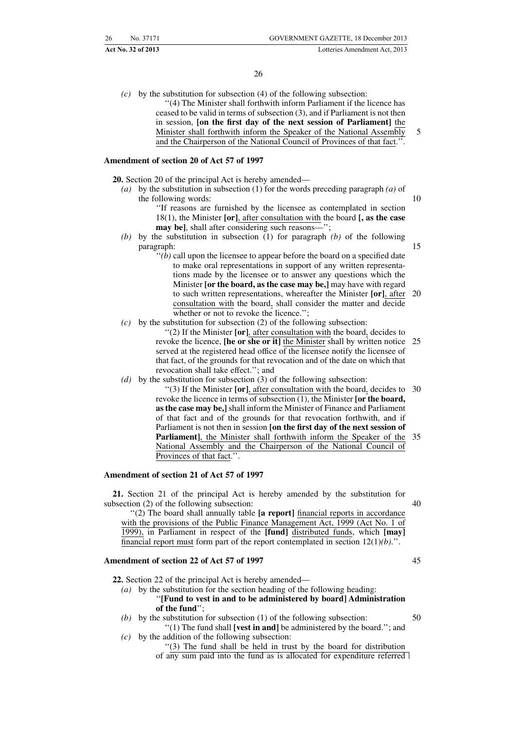*(c)* by the substitution for subsection (4) of the following subsection:

"(4) The Minister shall forthwith inform Parliament if the licence has ceased to be valid in terms of subsection (3), and if Parliament is not then in session, **[on the first day of the next session of Parliament]** the Minister shall forthwith inform the Speaker of the National Assembly and the Chairperson of the National Council of Provinces of that fact.".

**Amendment of section 20 of Act 57 of 1997**

**20.** Section 20 of the principal Act is hereby amended—

*(a)* by the substitution in subsection (1) for the words preceding paragraph *(a)* of the following words:

"If reasons are furnished by the licensee as contemplated in section 18(1), the Minister **[or]**, after consultation with the board **[, as the case may be]**, shall after considering such reasons—";

*(b)* by the substitution in subsection (1) for paragraph *(b)* of the following paragraph:

"*(b)* call upon the licensee to appear before the board on a specified date to make oral representations in support of any written representations made by the licensee or to answer any questions which the Minister **[or the board, as the case may be,]** may have with regard to such written representations, whereafter the Minister **[or]**, after consultation with the board, shall consider the matter and decide whether or not to revoke the licence.";

*(c)* by the substitution for subsection (2) of the following subsection:

"(2) If the Minister **[or]**, after consultation with the board, decides to revoke the licence, **[he or she or it]** the Minister shall by written notice served at the registered head office of the licensee notify the licensee of that fact, of the grounds for that revocation and of the date on which that revocation shall take effect."; and

*(d)* by the substitution for subsection (3) of the following subsection:

"(3) If the Minister **[or]**, after consultation with the board, decides to revoke the licence in terms of subsection (1), the Minister **[or the board, as the case may be,]** shall inform the Minister of Finance and Parliament of that fact and of the grounds for that revocation forthwith, and if Parliament is not then in session **[on the first day of the next session of Parliament]**, the Minister shall forthwith inform the Speaker of the National Assembly and the Chairperson of the National Council of Provinces of that fact.".

**Amendment of section 21 of Act 57 of 1997**

**21.** Section 21 of the principal Act is hereby amended by the substitution for subsection (2) of the following subsection:

"(2) The board shall annually table **[a report]** financial reports in accordance with the provisions of the Public Finance Management Act, 1999 (Act No. 1 of 1999), in Parliament in respect of the **[fund]** distributed funds, which **[may]** financial report must form part of the report contemplated in section 12(1)*(b)*.".

**Amendment of section 22 of Act 57 of 1997**

**22.** Section 22 of the principal Act is hereby amended—

*(a)* by the substitution for the section heading of the following heading:

"**[Fund to vest in and to be administered by board] Administration of the fund**";

*(b)* by the substitution for subsection (1) of the following subsection:

"(1) The fund shall **[vest in and]** be administered by the board."; and

*(c)* by the addition of the following subsection:

"(3) The fund shall be held in trust by the board for distribution of any sum paid into the fund as is allocated for expenditure referred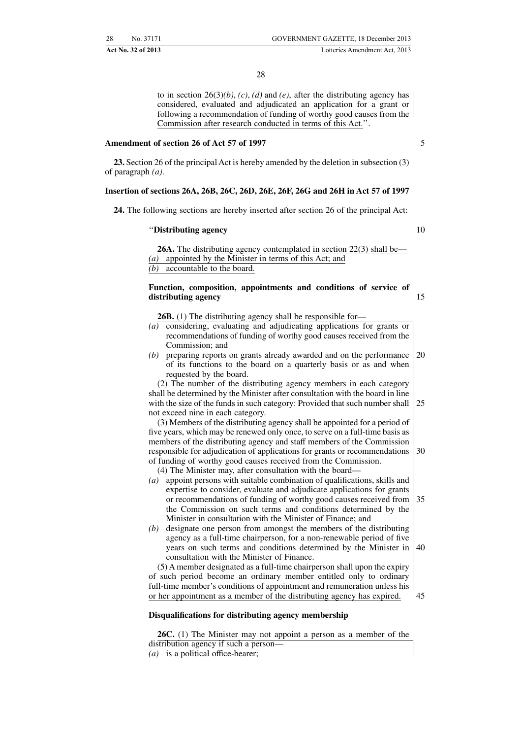to in section 26(3)*(b)*, *(c)*, *(d)* and *(e)*, after the distributing agency has considered, evaluated and adjudicated an application for a grant or following a recommendation of funding of worthy good causes from the Commission after research conducted in terms of this Act.''.

**Amendment of section 26 of Act 57 of 1997**

**23.** Section 26 of the principal Act is hereby amended by the deletion in subsection (3) of paragraph *(a)*.

**Insertion of sections 26A, 26B, 26C, 26D, 26E, 26F, 26G and 26H in Act 57 of 1997**

**24.** The following sections are hereby inserted after section 26 of the principal Act:

''**Distributing agency**

**26A.** The distributing agency contemplated in section 22(3) shall be—

*(a)* appointed by the Minister in terms of this Act; and

*(b)* accountable to the board.

**Function, composition, appointments and conditions of service of distributing agency**

**26B.** (1) The distributing agency shall be responsible for—

*(a)* considering, evaluating and adjudicating applications for grants or recommendations of funding of worthy good causes received from the Commission; and

*(b)* preparing reports on grants already awarded and on the performance of its functions to the board on a quarterly basis or as and when requested by the board.

(2) The number of the distributing agency members in each category shall be determined by the Minister after consultation with the board in line with the size of the funds in such category: Provided that such number shall not exceed nine in each category.

(3) Members of the distributing agency shall be appointed for a period of five years, which may be renewed only once, to serve on a full-time basis as members of the distributing agency and staff members of the Commission responsible for adjudication of applications for grants or recommendations of funding of worthy good causes received from the Commission.

(4) The Minister may, after consultation with the board—

*(a)* appoint persons with suitable combination of qualifications, skills and expertise to consider, evaluate and adjudicate applications for grants or recommendations of funding of worthy good causes received from the Commission on such terms and conditions determined by the Minister in consultation with the Minister of Finance; and

*(b)* designate one person from amongst the members of the distributing agency as a full-time chairperson, for a non-renewable period of five years on such terms and conditions determined by the Minister in consultation with the Minister of Finance.

(5) A member designated as a full-time chairperson shall upon the expiry of such period become an ordinary member entitled only to ordinary full-time member's conditions of appointment and remuneration unless his or her appointment as a member of the distributing agency has expired.

**Disqualifications for distributing agency membership**

**26C.** (1) The Minister may not appoint a person as a member of the distribution agency if such a person—

*(a)* is a political office-bearer;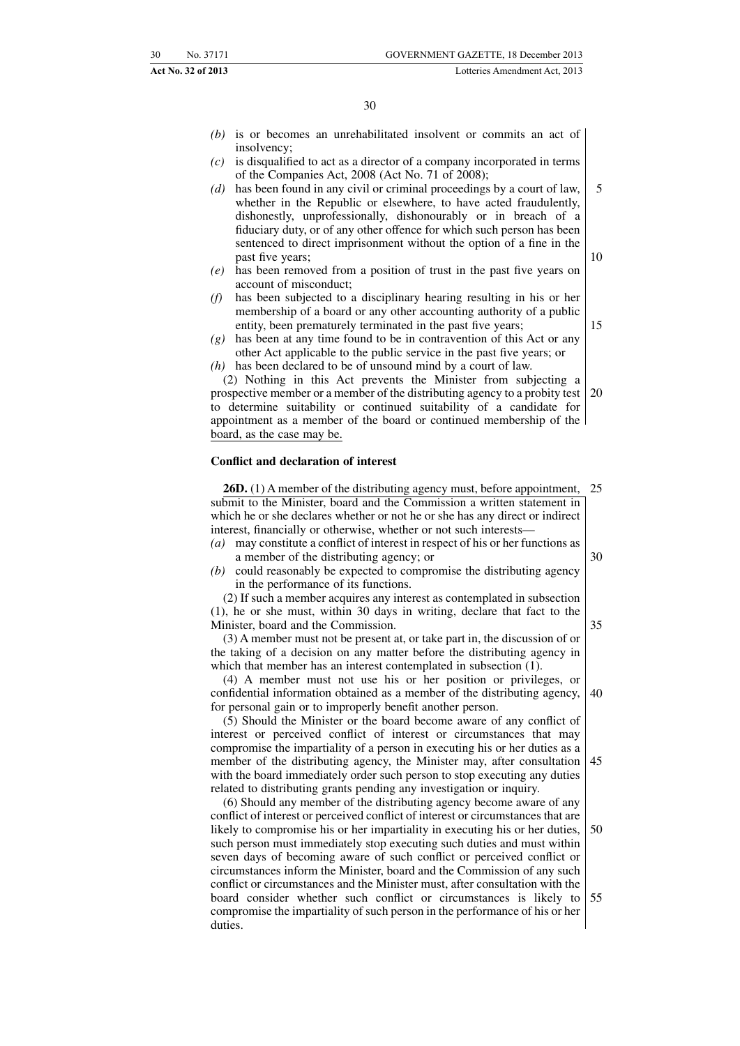*(b)* is or becomes an unrehabilitated insolvent or commits an act of insolvency;

*(c)* is disqualified to act as a director of a company incorporated in terms of the Companies Act, 2008 (Act No. 71 of 2008);

*(d)* has been found in any civil or criminal proceedings by a court of law, whether in the Republic or elsewhere, to have acted fraudulently, dishonestly, unprofessionally, dishonourably or in breach of a fiduciary duty, or of any other offence for which such person has been sentenced to direct imprisonment without the option of a fine in the past five years;

*(e)* has been removed from a position of trust in the past five years on account of misconduct;

*(f)* has been subjected to a disciplinary hearing resulting in his or her membership of a board or any other accounting authority of a public entity, been prematurely terminated in the past five years;

*(g)* has been at any time found to be in contravention of this Act or any other Act applicable to the public service in the past five years; or

*(h)* has been declared to be of unsound mind by a court of law.

(2) Nothing in this Act prevents the Minister from subjecting a prospective member or a member of the distributing agency to a probity test to determine suitability or continued suitability of a candidate for appointment as a member of the board or continued membership of the board, as the case may be.

**Conflict and declaration of interest**

**26D.** (1) A member of the distributing agency must, before appointment, submit to the Minister, board and the Commission a written statement in which he or she declares whether or not he or she has any direct or indirect interest, financially or otherwise, whether or not such interests—

*(a)* may constitute a conflict of interest in respect of his or her functions as a member of the distributing agency; or

*(b)* could reasonably be expected to compromise the distributing agency in the performance of its functions.

(2) If such a member acquires any interest as contemplated in subsection (1), he or she must, within 30 days in writing, declare that fact to the Minister, board and the Commission.

(3) A member must not be present at, or take part in, the discussion of or the taking of a decision on any matter before the distributing agency in which that member has an interest contemplated in subsection (1).

(4) A member must not use his or her position or privileges, or confidential information obtained as a member of the distributing agency, for personal gain or to improperly benefit another person.

(5) Should the Minister or the board become aware of any conflict of interest or perceived conflict of interest or circumstances that may compromise the impartiality of a person in executing his or her duties as a member of the distributing agency, the Minister may, after consultation with the board immediately order such person to stop executing any duties related to distributing grants pending any investigation or inquiry.

(6) Should any member of the distributing agency become aware of any conflict of interest or perceived conflict of interest or circumstances that are likely to compromise his or her impartiality in executing his or her duties, such person must immediately stop executing such duties and must within seven days of becoming aware of such conflict or perceived conflict or circumstances inform the Minister, board and the Commission of any such conflict or circumstances and the Minister must, after consultation with the board consider whether such conflict or circumstances is likely to compromise the impartiality of such person in the performance of his or her duties.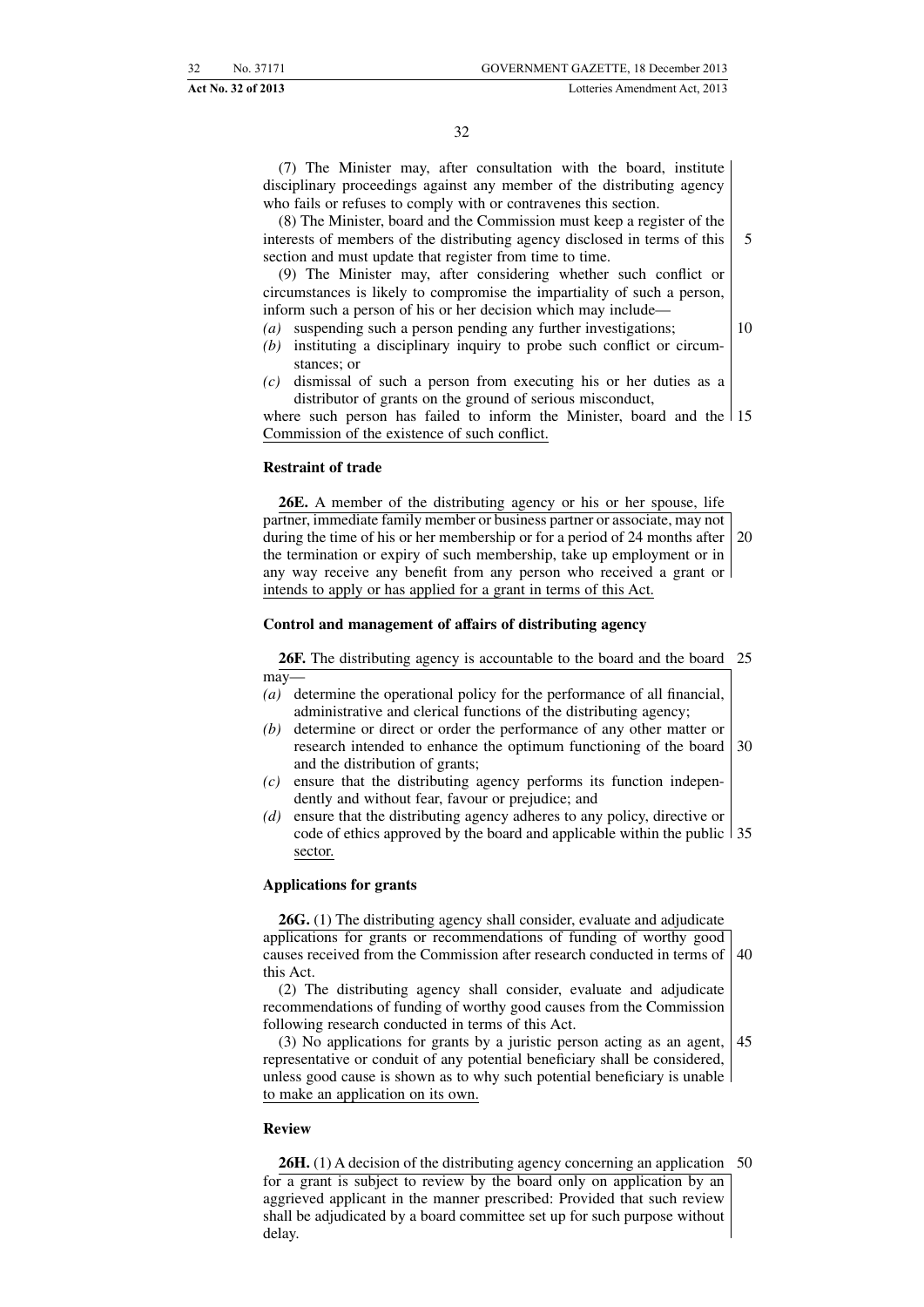(7) The Minister may, after consultation with the board, institute disciplinary proceedings against any member of the distributing agency who fails or refuses to comply with or contravenes this section.

(8) The Minister, board and the Commission must keep a register of the interests of members of the distributing agency disclosed in terms of this section and must update that register from time to time.

(9) The Minister may, after considering whether such conflict or circumstances is likely to compromise the impartiality of such a person, inform such a person of his or her decision which may include—

*(a)* suspending such a person pending any further investigations;

*(b)* instituting a disciplinary inquiry to probe such conflict or circumstances; or

*(c)* dismissal of such a person from executing his or her duties as a distributor of grants on the ground of serious misconduct,

where such person has failed to inform the Minister, board and the Commission of the existence of such conflict.

**Restraint of trade**

**26E.** A member of the distributing agency or his or her spouse, life partner, immediate family member or business partner or associate, may not during the time of his or her membership or for a period of 24 months after the termination or expiry of such membership, take up employment or in any way receive any benefit from any person who received a grant or intends to apply or has applied for a grant in terms of this Act.

**Control and management of affairs of distributing agency**

**26F.** The distributing agency is accountable to the board and the board may—

*(a)* determine the operational policy for the performance of all financial, administrative and clerical functions of the distributing agency;

*(b)* determine or direct or order the performance of any other matter or research intended to enhance the optimum functioning of the board and the distribution of grants;

*(c)* ensure that the distributing agency performs its function independently and without fear, favour or prejudice; and

*(d)* ensure that the distributing agency adheres to any policy, directive or code of ethics approved by the board and applicable within the public sector.

**Applications for grants**

**26G.** (1) The distributing agency shall consider, evaluate and adjudicate applications for grants or recommendations of funding of worthy good causes received from the Commission after research conducted in terms of this Act.

(2) The distributing agency shall consider, evaluate and adjudicate recommendations of funding of worthy good causes from the Commission following research conducted in terms of this Act.

(3) No applications for grants by a juristic person acting as an agent, representative or conduit of any potential beneficiary shall be considered, unless good cause is shown as to why such potential beneficiary is unable to make an application on its own.

**Review**

**26H.** (1) A decision of the distributing agency concerning an application for a grant is subject to review by the board only on application by an aggrieved applicant in the manner prescribed: Provided that such review shall be adjudicated by a board committee set up for such purpose without delay.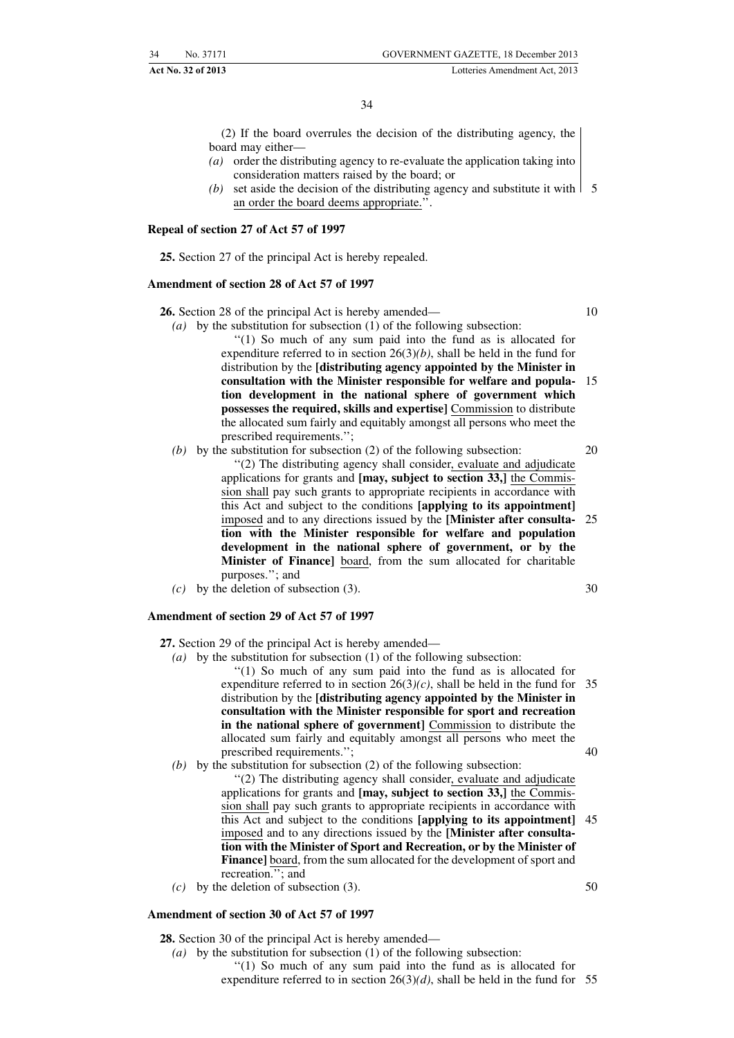(2) If the board overrules the decision of the distributing agency, the board may either—

*(a)* order the distributing agency to re-evaluate the application taking into consideration matters raised by the board; or

*(b)* set aside the decision of the distributing agency and substitute it with an order the board deems appropriate.''.

**Repeal of section 27 of Act 57 of 1997**

**25.** Section 27 of the principal Act is hereby repealed.

**Amendment of section 28 of Act 57 of 1997**

**26.** Section 28 of the principal Act is hereby amended—

*(a)* by the substitution for subsection (1) of the following subsection:

''(1) So much of any sum paid into the fund as is allocated for expenditure referred to in section 26(3)*(b)*, shall be held in the fund for distribution by the **[distributing agency appointed by the Minister in consultation with the Minister responsible for welfare and population development in the national sphere of government which possesses the required, skills and expertise]** Commission to distribute the allocated sum fairly and equitably amongst all persons who meet the prescribed requirements.'';

*(b)* by the substitution for subsection (2) of the following subsection:

''(2) The distributing agency shall consider, evaluate and adjudicate applications for grants and **[may, subject to section 33,]** the Commission shall pay such grants to appropriate recipients in accordance with this Act and subject to the conditions **[applying to its appointment]** imposed and to any directions issued by the **[Minister after consultation with the Minister responsible for welfare and population development in the national sphere of government, or by the Minister of Finance]** board, from the sum allocated for charitable purposes.''; and

*(c)* by the deletion of subsection (3).

**Amendment of section 29 of Act 57 of 1997**

**27.** Section 29 of the principal Act is hereby amended—

*(a)* by the substitution for subsection (1) of the following subsection:

''(1) So much of any sum paid into the fund as is allocated for expenditure referred to in section 26(3)*(c)*, shall be held in the fund for distribution by the **[distributing agency appointed by the Minister in consultation with the Minister responsible for sport and recreation in the national sphere of government]** Commission to distribute the allocated sum fairly and equitably amongst all persons who meet the prescribed requirements.'';

*(b)* by the substitution for subsection (2) of the following subsection:

''(2) The distributing agency shall consider, evaluate and adjudicate applications for grants and **[may, subject to section 33,]** the Commission shall pay such grants to appropriate recipients in accordance with this Act and subject to the conditions **[applying to its appointment]** imposed and to any directions issued by the **[Minister after consultation with the Minister of Sport and Recreation, or by the Minister of Finance]** board, from the sum allocated for the development of sport and recreation.''; and

*(c)* by the deletion of subsection (3).

**Amendment of section 30 of Act 57 of 1997**

**28.** Section 30 of the principal Act is hereby amended—

*(a)* by the substitution for subsection (1) of the following subsection:

''(1) So much of any sum paid into the fund as is allocated for expenditure referred to in section 26(3)*(d)*, shall be held in the fund for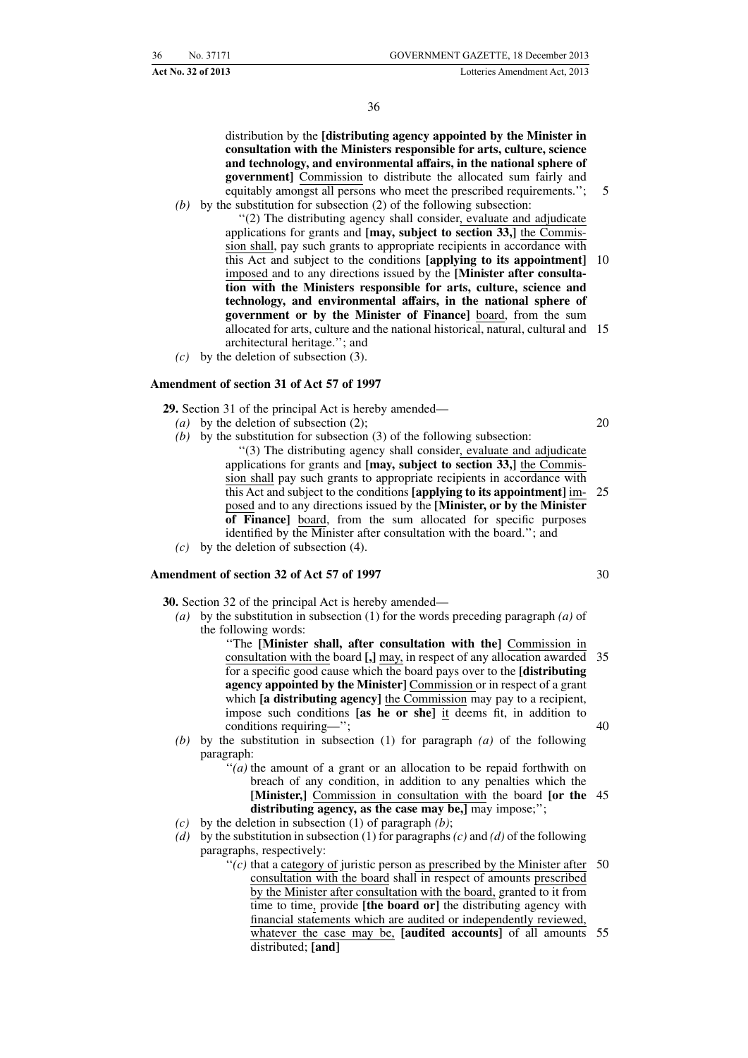distribution by the **[distributing agency appointed by the Minister in consultation with the Ministers responsible for arts, culture, science and technology, and environmental affairs, in the national sphere of government]** Commission to distribute the allocated sum fairly and equitably amongst all persons who meet the prescribed requirements.'';

*(b)* by the substitution for subsection (2) of the following subsection:

''(2) The distributing agency shall consider, evaluate and adjudicate applications for grants and **[may, subject to section 33,]** the Commission shall, pay such grants to appropriate recipients in accordance with this Act and subject to the conditions **[applying to its appointment]** imposed and to any directions issued by the **[Minister after consultation with the Ministers responsible for arts, culture, science and technology, and environmental affairs, in the national sphere of government or by the Minister of Finance]** board, from the sum allocated for arts, culture and the national historical, natural, cultural and architectural heritage.''; and

*(c)* by the deletion of subsection (3).

### Amendment of section 31 of Act 57 of 1997

**29.** Section 31 of the principal Act is hereby amended—

*(a)* by the deletion of subsection (2);

*(b)* by the substitution for subsection (3) of the following subsection:

''(3) The distributing agency shall consider, evaluate and adjudicate applications for grants and **[may, subject to section 33,]** the Commission shall pay such grants to appropriate recipients in accordance with this Act and subject to the conditions **[applying to its appointment]** imposed and to any directions issued by the **[Minister, or by the Minister of Finance]** board, from the sum allocated for specific purposes identified by the Minister after consultation with the board.''; and

*(c)* by the deletion of subsection (4).

### Amendment of section 32 of Act 57 of 1997

**30.** Section 32 of the principal Act is hereby amended—

*(a)* by the substitution in subsection (1) for the words preceding paragraph *(a)* of the following words:

''The **[Minister shall, after consultation with the]** Commission in consultation with the board **[,]** may, in respect of any allocation awarded for a specific good cause which the board pays over to the **[distributing agency appointed by the Minister]** Commission or in respect of a grant which **[a distributing agency]** the Commission may pay to a recipient, impose such conditions **[as he or she]** it deems fit, in addition to conditions requiring—'';

*(b)* by the substitution in subsection (1) for paragraph *(a)* of the following paragraph:

''*(a)* the amount of a grant or an allocation to be repaid forthwith on breach of any condition, in addition to any penalties which the **[Minister,]** Commission in consultation with the board **[or the distributing agency, as the case may be,]** may impose;'';

*(c)* by the deletion in subsection (1) of paragraph *(b)*;

*(d)* by the substitution in subsection (1) for paragraphs *(c)* and *(d)* of the following paragraphs, respectively:

''*(c)* that a category of juristic person as prescribed by the Minister after consultation with the board shall in respect of amounts prescribed by the Minister after consultation with the board, granted to it from time to time, provide **[the board or]** the distributing agency with financial statements which are audited or independently reviewed, whatever the case may be, **[audited accounts]** of all amounts distributed; **[and]**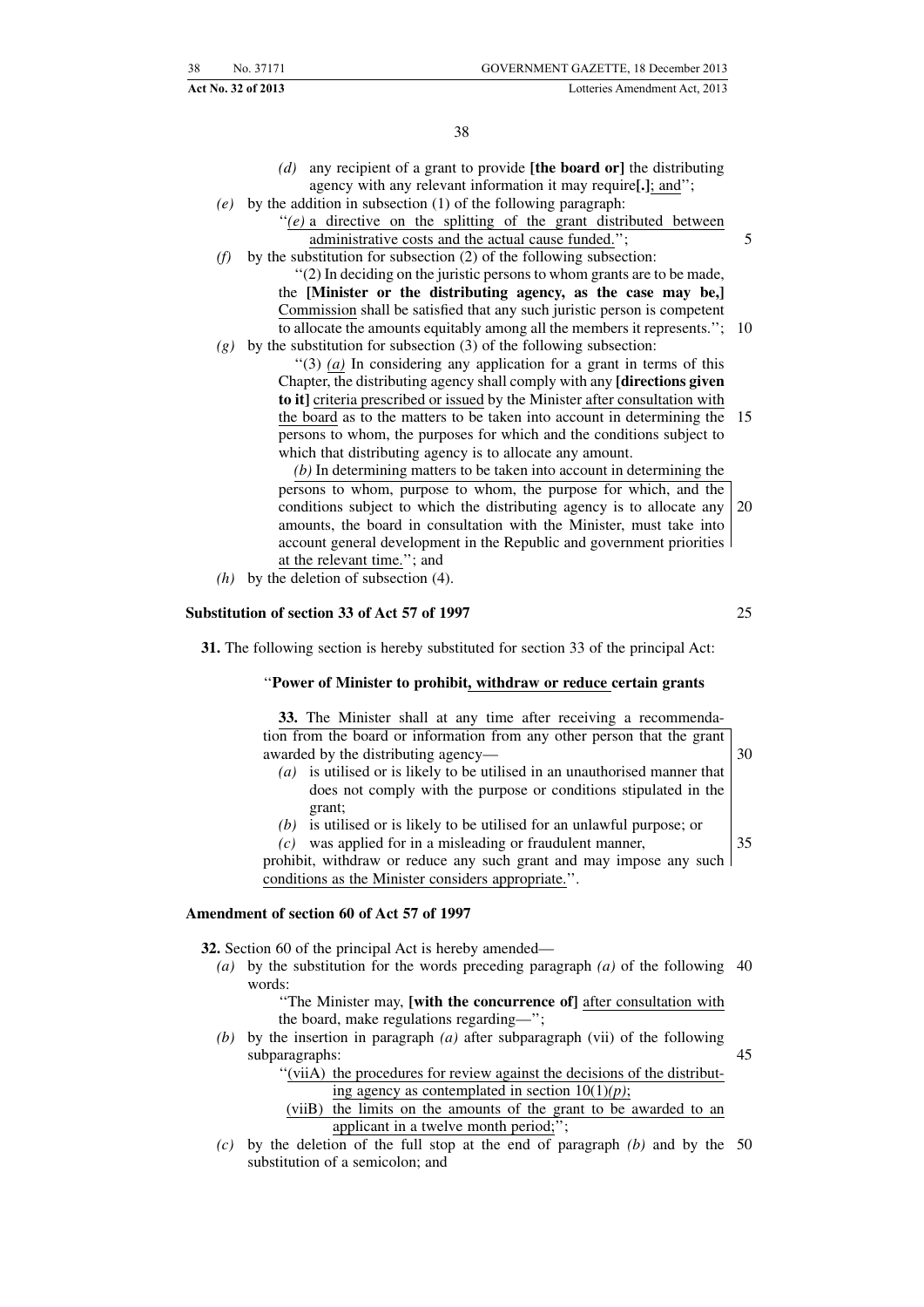(d) any recipient of a grant to provide **[the board or]** the distributing agency with any relevant information it may require**[.]**; and'';

(e) by the addition in subsection (1) of the following paragraph:

''(e) a directive on the splitting of the grant distributed between administrative costs and the actual cause funded.'';

(f) by the substitution for subsection (2) of the following subsection:

''(2) In deciding on the juristic persons to whom grants are to be made, the **[Minister or the distributing agency, as the case may be,]** Commission shall be satisfied that any such juristic person is competent to allocate the amounts equitably among all the members it represents.'';

(g) by the substitution for subsection (3) of the following subsection:

''(3) *(a)* In considering any application for a grant in terms of this Chapter, the distributing agency shall comply with any **[directions given to it]** criteria prescribed or issued by the Minister after consultation with the board as to the matters to be taken into account in determining the persons to whom, the purposes for which and the conditions subject to which that distributing agency is to allocate any amount.

*(b)* In determining matters to be taken into account in determining the persons to whom, purpose to whom, the purpose for which, and the conditions subject to which the distributing agency is to allocate any amounts, the board in consultation with the Minister, must take into account general development in the Republic and government priorities at the relevant time.''; and

(h) by the deletion of subsection (4).

**Substitution of section 33 of Act 57 of 1997**

**31.** The following section is hereby substituted for section 33 of the principal Act:

''**Power of Minister to prohibit, withdraw or reduce certain grants**

**33.** The Minister shall at any time after receiving a recommendation from the board or information from any other person that the grant awarded by the distributing agency—

(a) is utilised or is likely to be utilised in an unauthorised manner that does not comply with the purpose or conditions stipulated in the grant;

(b) is utilised or is likely to be utilised for an unlawful purpose; or

(c) was applied for in a misleading or fraudulent manner,

prohibit, withdraw or reduce any such grant and may impose any such conditions as the Minister considers appropriate.''.

**Amendment of section 60 of Act 57 of 1997**

**32.** Section 60 of the principal Act is hereby amended—

(a) by the substitution for the words preceding paragraph *(a)* of the following words:

''The Minister may, **[with the concurrence of]** after consultation with the board, make regulations regarding—'';

(b) by the insertion in paragraph *(a)* after subparagraph (vii) of the following subparagraphs:

''(viiA) the procedures for review against the decisions of the distributing agency as contemplated in section 10(1)*(p)*;

(viiB) the limits on the amounts of the grant to be awarded to an applicant in a twelve month period;'';

(c) by the deletion of the full stop at the end of paragraph *(b)* and by the substitution of a semicolon; and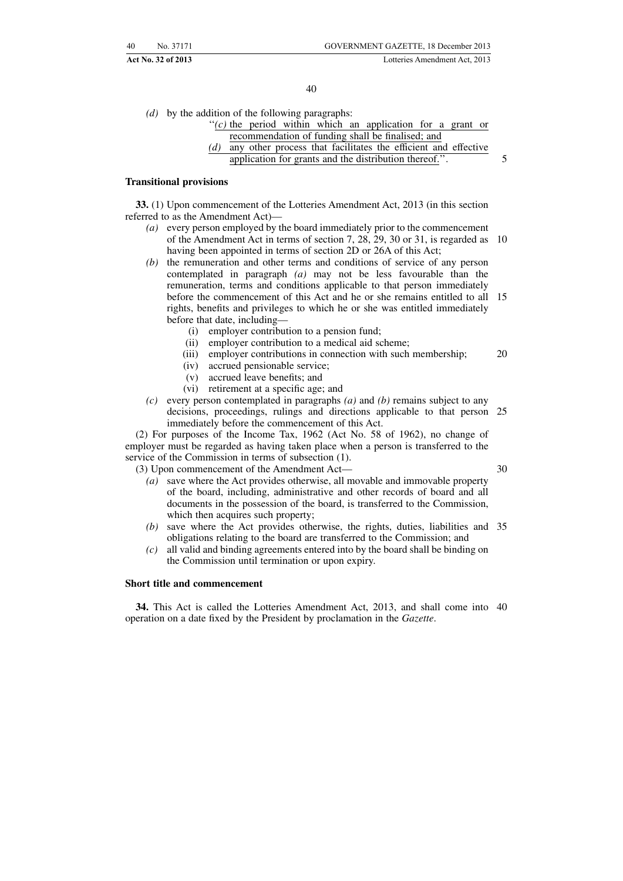*(d)* by the addition of the following paragraphs:

"*(c)* the period within which an application for a grant or recommendation of funding shall be finalised; and

*(d)* any other process that facilitates the efficient and effective application for grants and the distribution thereof.".

**Transitional provisions**

**33.** (1) Upon commencement of the Lotteries Amendment Act, 2013 (in this section referred to as the Amendment Act)—

*(a)* every person employed by the board immediately prior to the commencement of the Amendment Act in terms of section 7, 28, 29, 30 or 31, is regarded as having been appointed in terms of section 2D or 26A of this Act;

*(b)* the remuneration and other terms and conditions of service of any person contemplated in paragraph *(a)* may not be less favourable than the remuneration, terms and conditions applicable to that person immediately before the commencement of this Act and he or she remains entitled to all rights, benefits and privileges to which he or she was entitled immediately before that date, including—

(i) employer contribution to a pension fund;

(ii) employer contribution to a medical aid scheme;

(iii) employer contributions in connection with such membership;

(iv) accrued pensionable service;

(v) accrued leave benefits; and

(vi) retirement at a specific age; and

*(c)* every person contemplated in paragraphs *(a)* and *(b)* remains subject to any decisions, proceedings, rulings and directions applicable to that person immediately before the commencement of this Act.

(2) For purposes of the Income Tax, 1962 (Act No. 58 of 1962), no change of employer must be regarded as having taken place when a person is transferred to the service of the Commission in terms of subsection (1).

(3) Upon commencement of the Amendment Act—

*(a)* save where the Act provides otherwise, all movable and immovable property of the board, including, administrative and other records of board and all documents in the possession of the board, is transferred to the Commission, which then acquires such property;

*(b)* save where the Act provides otherwise, the rights, duties, liabilities and obligations relating to the board are transferred to the Commission; and

*(c)* all valid and binding agreements entered into by the board shall be binding on the Commission until termination or upon expiry.

**Short title and commencement**

**34.** This Act is called the Lotteries Amendment Act, 2013, and shall come into operation on a date fixed by the President by proclamation in the *Gazette*.